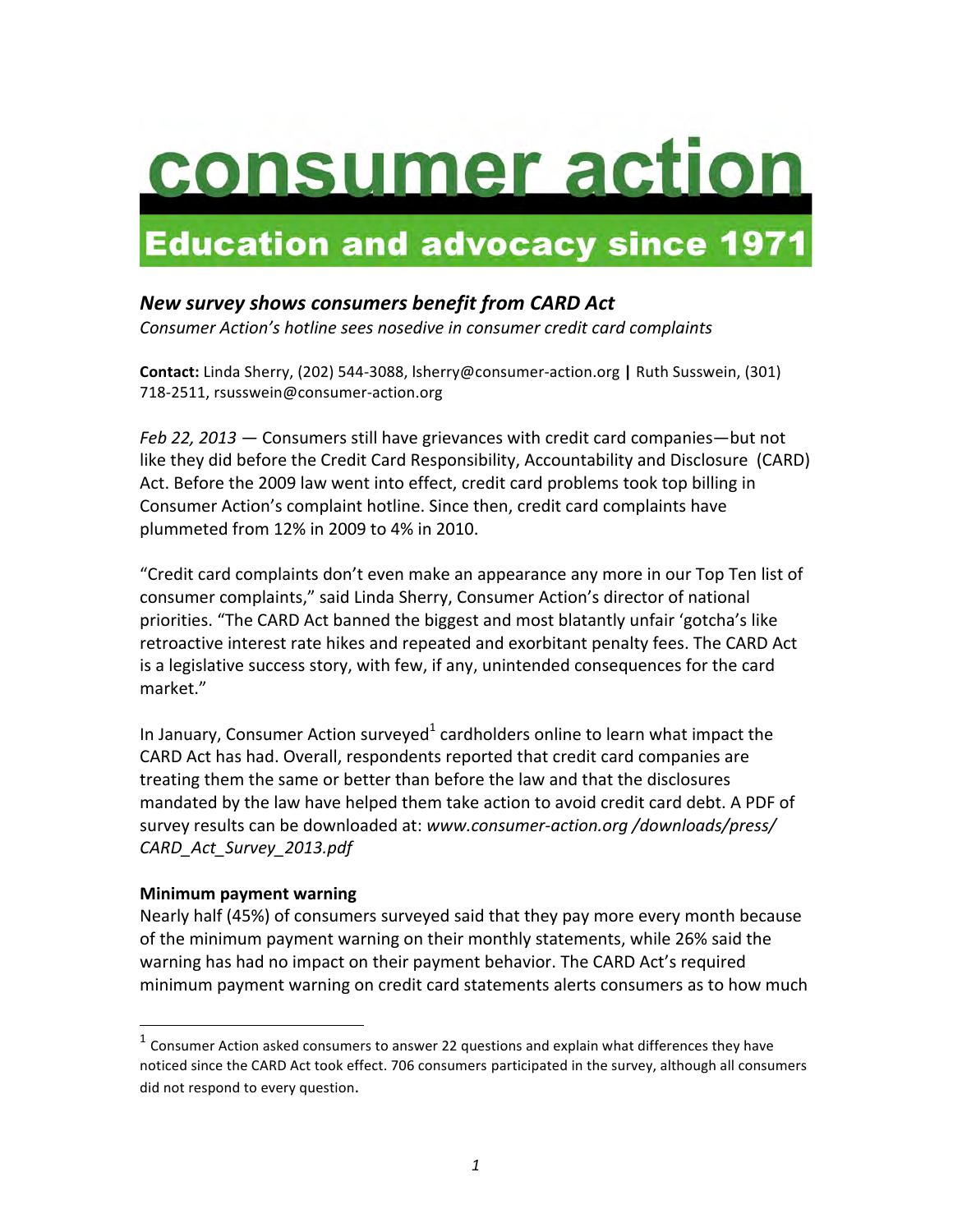# consumer action

**Education and advocacy since 1971**

## *New survey shows consumers benefit from CARD Act*

*Consumer Action's hotline sees nosedive in consumer credit card complaints*

**Contact:** Linda Sherry, (202) 544-3088, lsherry@consumer-action.org **|** Ruth Susswein, (301) 718-2511, rsusswein@consumer-action.org

*Feb 22, 2013* — Consumers still have grievances with credit card companies—but not like they did before the Credit Card Responsibility, Accountability and Disclosure (CARD) Act. Before the 2009 law went into effect, credit card problems took top billing in Consumer Action's complaint hotline. Since then, credit card complaints have plummeted from 12% in 2009 to 4% in 2010.

"Credit card complaints don't even make an appearance any more in our Top Ten list of consumer complaints," said Linda Sherry, Consumer Action's director of national priorities. "The CARD Act banned the biggest and most blatantly unfair 'gotcha's like retroactive interest rate hikes and repeated and exorbitant penalty fees. The CARD Act is a legislative success story, with few, if any, unintended consequences for the card market."

In January, Consumer Action surveyed[1] cardholders online to learn what impact the CARD Act has had. Overall, respondents reported that credit card companies are treating them the same or better than before the law and that the disclosures mandated by the law have helped them take action to avoid credit card debt. A PDF of survey results can be downloaded at: *www.consumer-action.org /downloads/press/ CARD_Act_Survey_2013.pdf*

**Minimum payment warning**

Nearly half (45%) of consumers surveyed said that they pay more every month because of the minimum payment warning on their monthly statements, while 26% said the warning has had no impact on their payment behavior. The CARD Act's required minimum payment warning on credit card statements alerts consumers as to how much

---

[1] Consumer Action asked consumers to answer 22 questions and explain what differences they have noticed since the CARD Act took effect. 706 consumers participated in the survey, although all consumers did not respond to every question.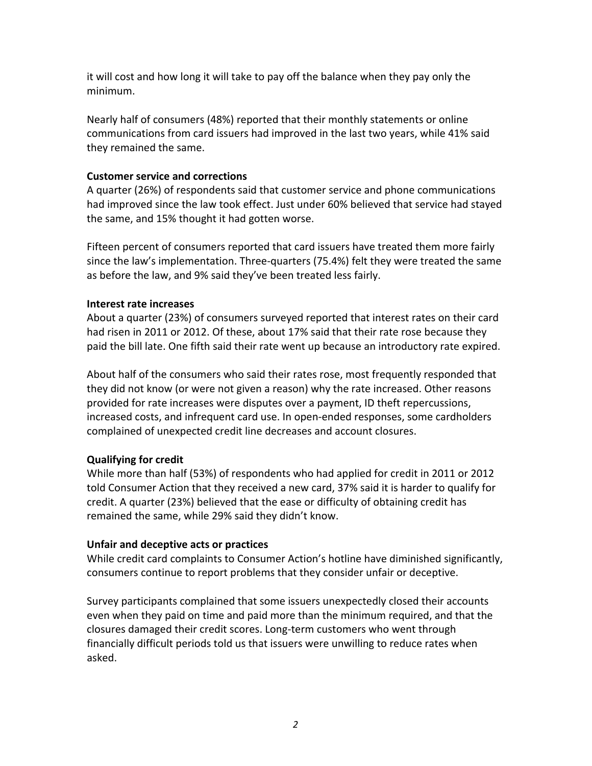it will cost and how long it will take to pay off the balance when they pay only the minimum.

Nearly half of consumers (48%) reported that their monthly statements or online communications from card issuers had improved in the last two years, while 41% said they remained the same.

**Customer service and corrections**

A quarter (26%) of respondents said that customer service and phone communications had improved since the law took effect. Just under 60% believed that service had stayed the same, and 15% thought it had gotten worse.

Fifteen percent of consumers reported that card issuers have treated them more fairly since the law's implementation. Three-quarters (75.4%) felt they were treated the same as before the law, and 9% said they've been treated less fairly.

**Interest rate increases**

About a quarter (23%) of consumers surveyed reported that interest rates on their card had risen in 2011 or 2012. Of these, about 17% said that their rate rose because they paid the bill late. One fifth said their rate went up because an introductory rate expired.

About half of the consumers who said their rates rose, most frequently responded that they did not know (or were not given a reason) why the rate increased. Other reasons provided for rate increases were disputes over a payment, ID theft repercussions, increased costs, and infrequent card use. In open-ended responses, some cardholders complained of unexpected credit line decreases and account closures.

**Qualifying for credit**

While more than half (53%) of respondents who had applied for credit in 2011 or 2012 told Consumer Action that they received a new card, 37% said it is harder to qualify for credit. A quarter (23%) believed that the ease or difficulty of obtaining credit has remained the same, while 29% said they didn't know.

**Unfair and deceptive acts or practices**

While credit card complaints to Consumer Action's hotline have diminished significantly, consumers continue to report problems that they consider unfair or deceptive.

Survey participants complained that some issuers unexpectedly closed their accounts even when they paid on time and paid more than the minimum required, and that the closures damaged their credit scores. Long-term customers who went through financially difficult periods told us that issuers were unwilling to reduce rates when asked.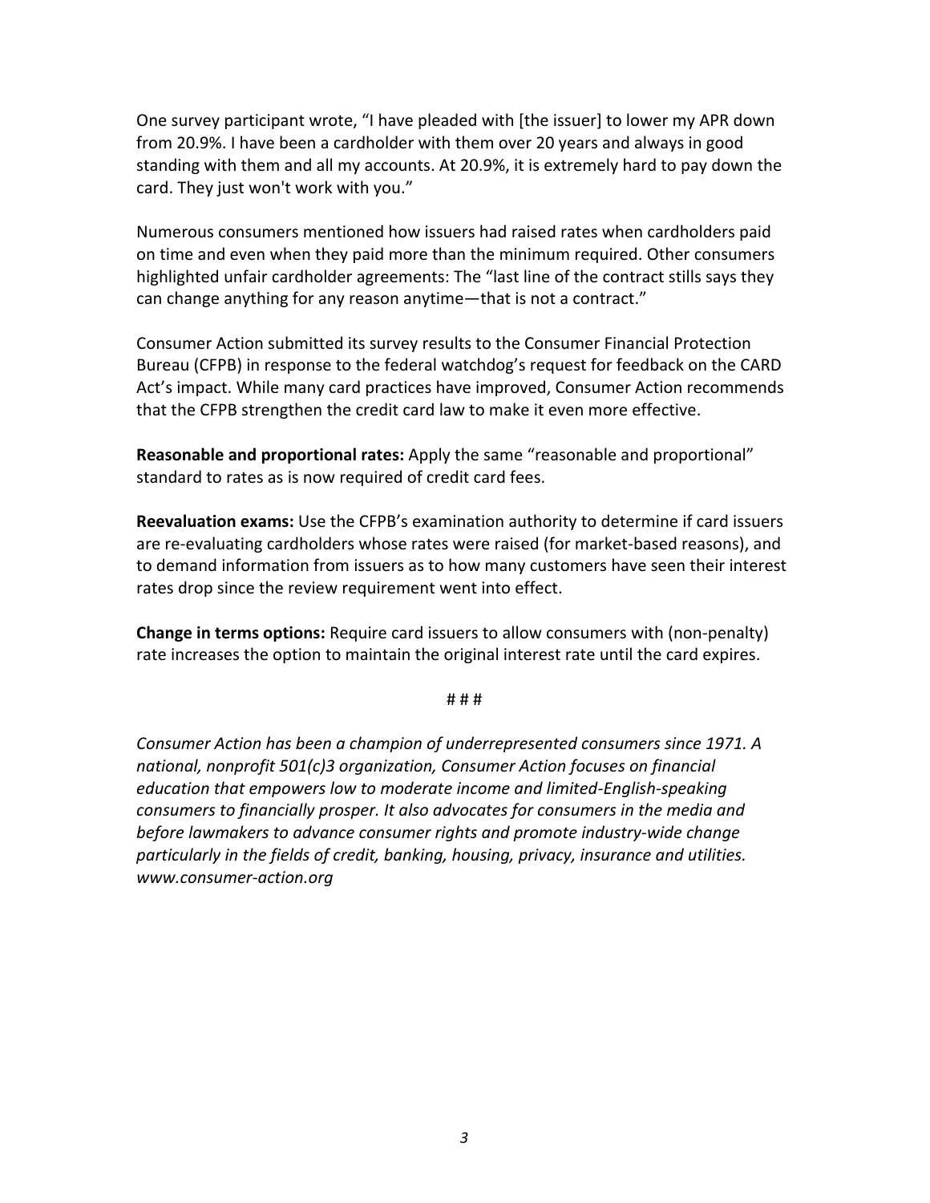One survey participant wrote, "I have pleaded with [the issuer] to lower my APR down from 20.9%. I have been a cardholder with them over 20 years and always in good standing with them and all my accounts. At 20.9%, it is extremely hard to pay down the card. They just won't work with you."

Numerous consumers mentioned how issuers had raised rates when cardholders paid on time and even when they paid more than the minimum required. Other consumers highlighted unfair cardholder agreements: The "last line of the contract stills says they can change anything for any reason anytime—that is not a contract."

Consumer Action submitted its survey results to the Consumer Financial Protection Bureau (CFPB) in response to the federal watchdog's request for feedback on the CARD Act's impact. While many card practices have improved, Consumer Action recommends that the CFPB strengthen the credit card law to make it even more effective.

**Reasonable and proportional rates:** Apply the same "reasonable and proportional" standard to rates as is now required of credit card fees.

**Reevaluation exams:** Use the CFPB's examination authority to determine if card issuers are re-evaluating cardholders whose rates were raised (for market-based reasons), and to demand information from issuers as to how many customers have seen their interest rates drop since the review requirement went into effect.

**Change in terms options:** Require card issuers to allow consumers with (non-penalty) rate increases the option to maintain the original interest rate until the card expires.

# # #

*Consumer Action has been a champion of underrepresented consumers since 1971. A national, nonprofit 501(c)3 organization, Consumer Action focuses on financial education that empowers low to moderate income and limited-English-speaking consumers to financially prosper. It also advocates for consumers in the media and before lawmakers to advance consumer rights and promote industry-wide change particularly in the fields of credit, banking, housing, privacy, insurance and utilities. www.consumer-action.org*